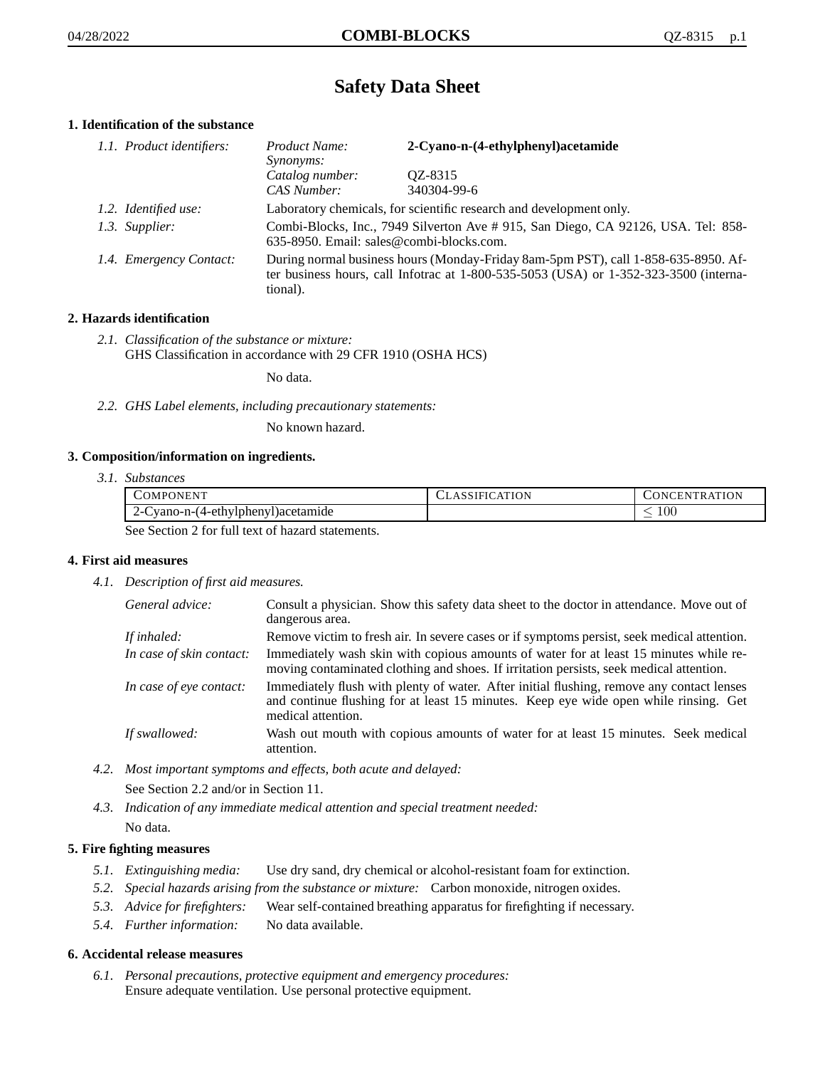# Safety Data Sheet

## 1. Identification of the substance

*1.1. Product identifiers:*

| | |
|---|---|
| *Product Name:* | **2-Cyano-n-(4-ethylphenyl)acetamide** |
| *Synonyms:* | |
| *Catalog number:* | QZ-8315 |
| *CAS Number:* | 340304-99-6 |

*1.2. Identified use:* Laboratory chemicals, for scientific research and development only.

*1.3. Supplier:* Combi-Blocks, Inc., 7949 Silverton Ave # 915, San Diego, CA 92126, USA. Tel: 858-635-8950. Email: sales@combi-blocks.com.

*1.4. Emergency Contact:* During normal business hours (Monday-Friday 8am-5pm PST), call 1-858-635-8950. After business hours, call Infotrac at 1-800-535-5053 (USA) or 1-352-323-3500 (international).

## 2. Hazards identification

*2.1. Classification of the substance or mixture:*
GHS Classification in accordance with 29 CFR 1910 (OSHA HCS)

No data.

*2.2. GHS Label elements, including precautionary statements:*

No known hazard.

## 3. Composition/information on ingredients.

*3.1. Substances*

| COMPONENT | CLASSIFICATION | CONCENTRATION |
|---|---|---|
| 2-Cyano-n-(4-ethylphenyl)acetamide | | $\leq 100$ |

See Section 2 for full text of hazard statements.

## 4. First aid measures

*4.1. Description of first aid measures.*

*General advice:* Consult a physician. Show this safety data sheet to the doctor in attendance. Move out of dangerous area.

*If inhaled:* Remove victim to fresh air. In severe cases or if symptoms persist, seek medical attention.

*In case of skin contact:* Immediately wash skin with copious amounts of water for at least 15 minutes while removing contaminated clothing and shoes. If irritation persists, seek medical attention.

*In case of eye contact:* Immediately flush with plenty of water. After initial flushing, remove any contact lenses and continue flushing for at least 15 minutes. Keep eye wide open while rinsing. Get medical attention.

*If swallowed:* Wash out mouth with copious amounts of water for at least 15 minutes. Seek medical attention.

*4.2. Most important symptoms and effects, both acute and delayed:*

See Section 2.2 and/or in Section 11.

*4.3. Indication of any immediate medical attention and special treatment needed:*

No data.

## 5. Fire fighting measures

*5.1. Extinguishing media:* Use dry sand, dry chemical or alcohol-resistant foam for extinction.

*5.2. Special hazards arising from the substance or mixture:* Carbon monoxide, nitrogen oxides.

*5.3. Advice for firefighters:* Wear self-contained breathing apparatus for firefighting if necessary.

*5.4. Further information:* No data available.

## 6. Accidental release measures

*6.1. Personal precautions, protective equipment and emergency procedures:*
Ensure adequate ventilation. Use personal protective equipment.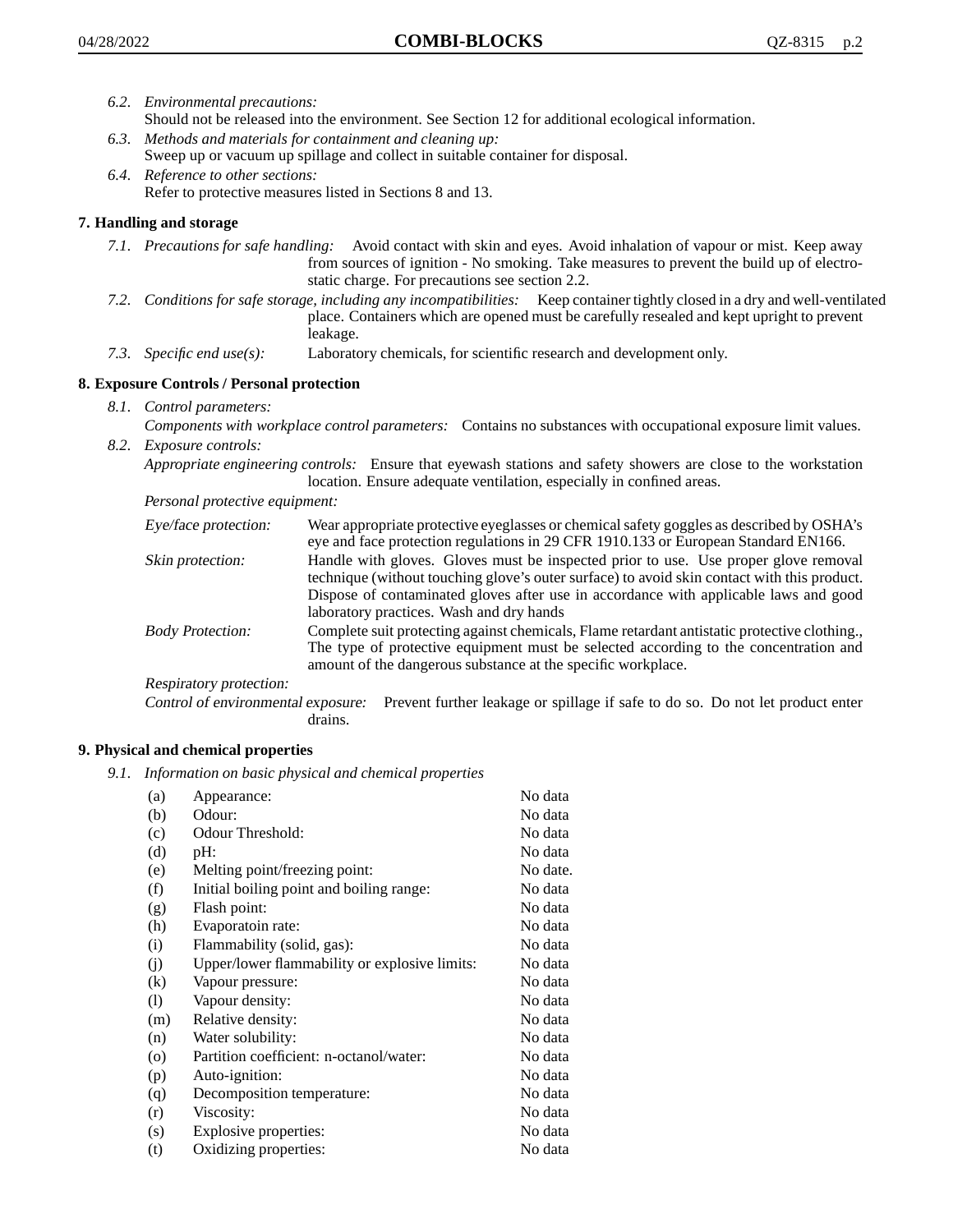6.2. *Environmental precautions:*
Should not be released into the environment. See Section 12 for additional ecological information.

6.3. *Methods and materials for containment and cleaning up:*
Sweep up or vacuum up spillage and collect in suitable container for disposal.

6.4. *Reference to other sections:*
Refer to protective measures listed in Sections 8 and 13.

## 7. Handling and storage

7.1. *Precautions for safe handling:* Avoid contact with skin and eyes. Avoid inhalation of vapour or mist. Keep away from sources of ignition - No smoking. Take measures to prevent the build up of electrostatic charge. For precautions see section 2.2.

7.2. *Conditions for safe storage, including any incompatibilities:* Keep container tightly closed in a dry and well-ventilated place. Containers which are opened must be carefully resealed and kept upright to prevent leakage.

7.3. *Specific end use(s):* Laboratory chemicals, for scientific research and development only.

## 8. Exposure Controls / Personal protection

8.1. *Control parameters:*
*Components with workplace control parameters:* Contains no substances with occupational exposure limit values.

8.2. *Exposure controls:*
*Appropriate engineering controls:* Ensure that eyewash stations and safety showers are close to the workstation location. Ensure adequate ventilation, especially in confined areas.

*Personal protective equipment:*

*Eye/face protection:* Wear appropriate protective eyeglasses or chemical safety goggles as described by OSHA's eye and face protection regulations in 29 CFR 1910.133 or European Standard EN166.

*Skin protection:* Handle with gloves. Gloves must be inspected prior to use. Use proper glove removal technique (without touching glove's outer surface) to avoid skin contact with this product. Dispose of contaminated gloves after use in accordance with applicable laws and good laboratory practices. Wash and dry hands

*Body Protection:* Complete suit protecting against chemicals, Flame retardant antistatic protective clothing., The type of protective equipment must be selected according to the concentration and amount of the dangerous substance at the specific workplace.

*Respiratory protection:*

*Control of environmental exposure:* Prevent further leakage or spillage if safe to do so. Do not let product enter drains.

## 9. Physical and chemical properties

9.1. *Information on basic physical and chemical properties*

| | | |
|---|---|---|
| (a) | Appearance: | No data |
| (b) | Odour: | No data |
| (c) | Odour Threshold: | No data |
| (d) | pH: | No data |
| (e) | Melting point/freezing point: | No date. |
| (f) | Initial boiling point and boiling range: | No data |
| (g) | Flash point: | No data |
| (h) | Evaporatoin rate: | No data |
| (i) | Flammability (solid, gas): | No data |
| (j) | Upper/lower flammability or explosive limits: | No data |
| (k) | Vapour pressure: | No data |
| (l) | Vapour density: | No data |
| (m) | Relative density: | No data |
| (n) | Water solubility: | No data |
| (o) | Partition coefficient: n-octanol/water: | No data |
| (p) | Auto-ignition: | No data |
| (q) | Decomposition temperature: | No data |
| (r) | Viscosity: | No data |
| (s) | Explosive properties: | No data |
| (t) | Oxidizing properties: | No data |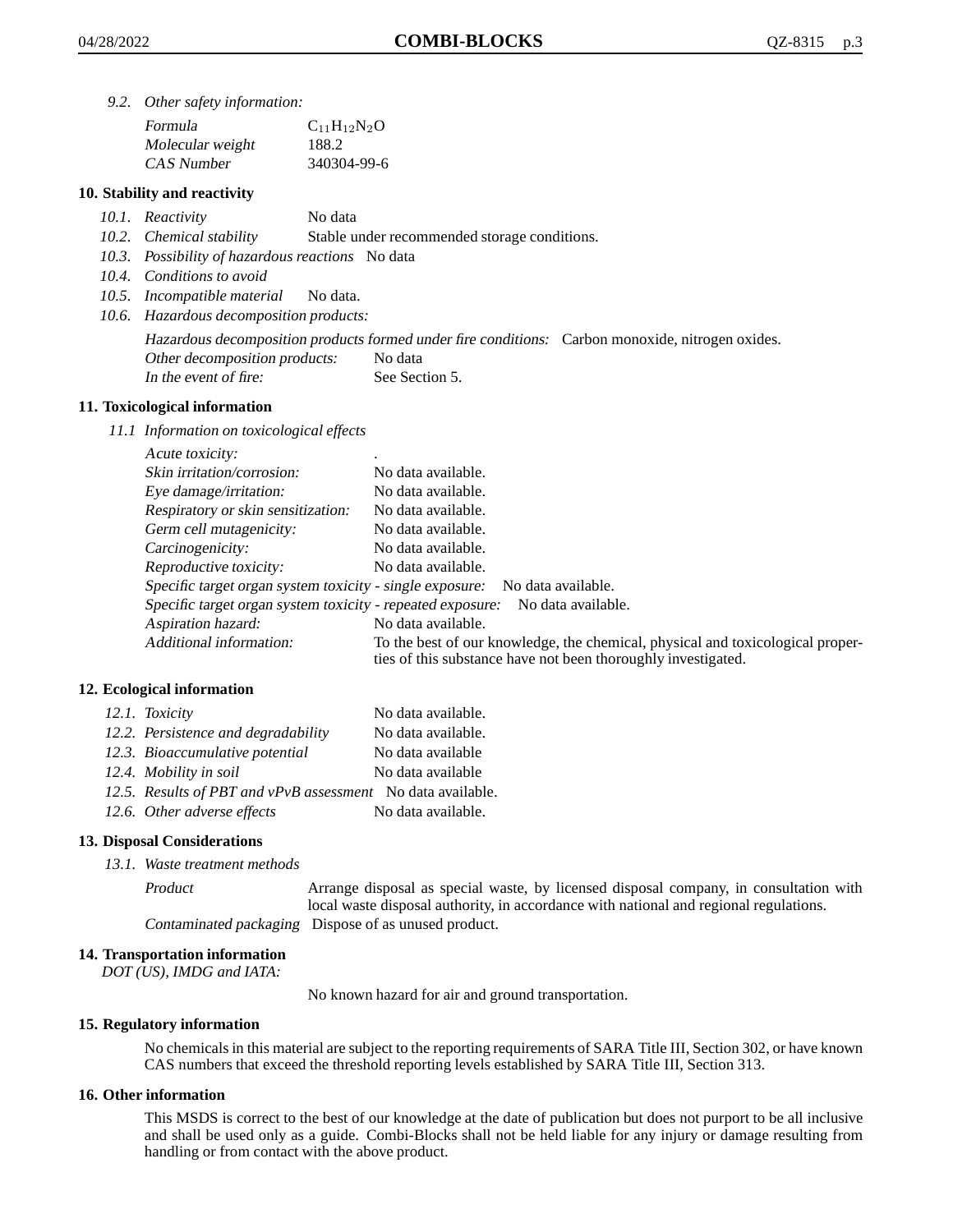*9.2. Other safety information:*

| | |
|---|---|
| *Formula* | $C_{11}H_{12}N_2O$ |
| *Molecular weight* | 188.2 |
| *CAS Number* | 340304-99-6 |

## 10. Stability and reactivity

*10.1. Reactivity* No data

*10.2. Chemical stability* Stable under recommended storage conditions.

*10.3. Possibility of hazardous reactions* No data

*10.4. Conditions to avoid*

*10.5. Incompatible material* No data.

*10.6. Hazardous decomposition products:*

*Hazardous decomposition products formed under fire conditions:* Carbon monoxide, nitrogen oxides.

*Other decomposition products:* No data

*In the event of fire:* See Section 5.

## 11. Toxicological information

*11.1 Information on toxicological effects*

*Acute toxicity:* .

*Skin irritation/corrosion:* No data available.

*Eye damage/irritation:* No data available.

*Respiratory or skin sensitization:* No data available.

*Germ cell mutagenicity:* No data available.

*Carcinogenicity:* No data available.

*Reproductive toxicity:* No data available.

*Specific target organ system toxicity - single exposure:* No data available.

*Specific target organ system toxicity - repeated exposure:* No data available.

*Aspiration hazard:* No data available.

*Additional information:* To the best of our knowledge, the chemical, physical and toxicological properties of this substance have not been thoroughly investigated.

## 12. Ecological information

*12.1. Toxicity* No data available.

*12.2. Persistence and degradability* No data available.

*12.3. Bioaccumulative potential* No data available

*12.4. Mobility in soil* No data available

*12.5. Results of PBT and vPvB assessment* No data available.

*12.6. Other adverse effects* No data available.

## 13. Disposal Considerations

*13.1. Waste treatment methods*

*Product* Arrange disposal as special waste, by licensed disposal company, in consultation with local waste disposal authority, in accordance with national and regional regulations.

*Contaminated packaging* Dispose of as unused product.

## 14. Transportation information

*DOT (US), IMDG and IATA:*

No known hazard for air and ground transportation.

## 15. Regulatory information

No chemicals in this material are subject to the reporting requirements of SARA Title III, Section 302, or have known CAS numbers that exceed the threshold reporting levels established by SARA Title III, Section 313.

## 16. Other information

This MSDS is correct to the best of our knowledge at the date of publication but does not purport to be all inclusive and shall be used only as a guide. Combi-Blocks shall not be held liable for any injury or damage resulting from handling or from contact with the above product.